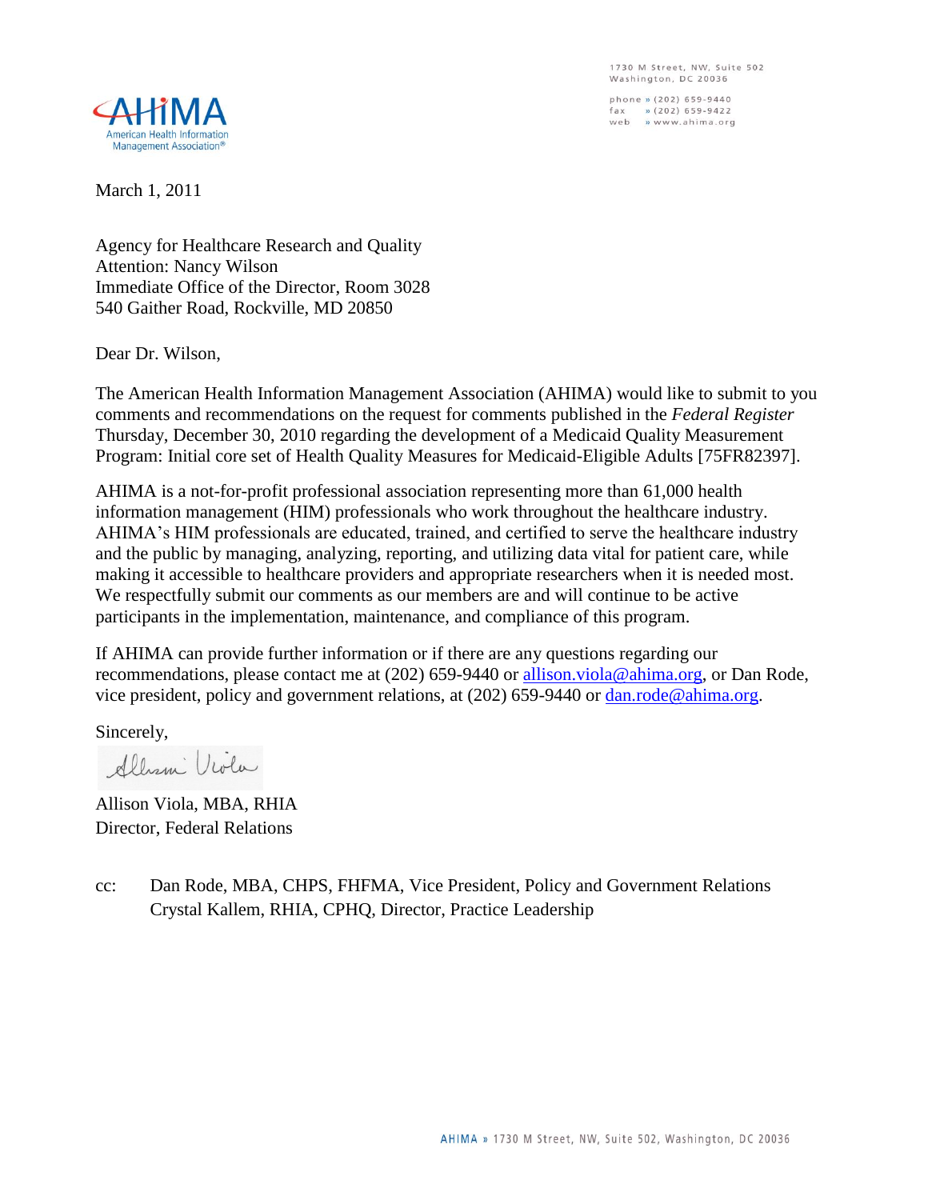1730 M Street, NW, Suite 502
Washington, DC 20036

phone » (202) 659-9440
fax » (202) 659-9422
web » www.ahima.org

AHIMA
American Health Information Management Association®

March 1, 2011

Agency for Healthcare Research and Quality
Attention: Nancy Wilson
Immediate Office of the Director, Room 3028
540 Gaither Road, Rockville, MD 20850

Dear Dr. Wilson,

The American Health Information Management Association (AHIMA) would like to submit to you comments and recommendations on the request for comments published in the *Federal Register* Thursday, December 30, 2010 regarding the development of a Medicaid Quality Measurement Program: Initial core set of Health Quality Measures for Medicaid-Eligible Adults [75FR82397].

AHIMA is a not-for-profit professional association representing more than 61,000 health information management (HIM) professionals who work throughout the healthcare industry. AHIMA's HIM professionals are educated, trained, and certified to serve the healthcare industry and the public by managing, analyzing, reporting, and utilizing data vital for patient care, while making it accessible to healthcare providers and appropriate researchers when it is needed most. We respectfully submit our comments as our members are and will continue to be active participants in the implementation, maintenance, and compliance of this program.

If AHIMA can provide further information or if there are any questions regarding our recommendations, please contact me at (202) 659-9440 or allison.viola@ahima.org, or Dan Rode, vice president, policy and government relations, at (202) 659-9440 or dan.rode@ahima.org.

Sincerely,

Allison Viola

Allison Viola, MBA, RHIA
Director, Federal Relations

cc: Dan Rode, MBA, CHPS, FHFMA, Vice President, Policy and Government Relations
Crystal Kallem, RHIA, CPHQ, Director, Practice Leadership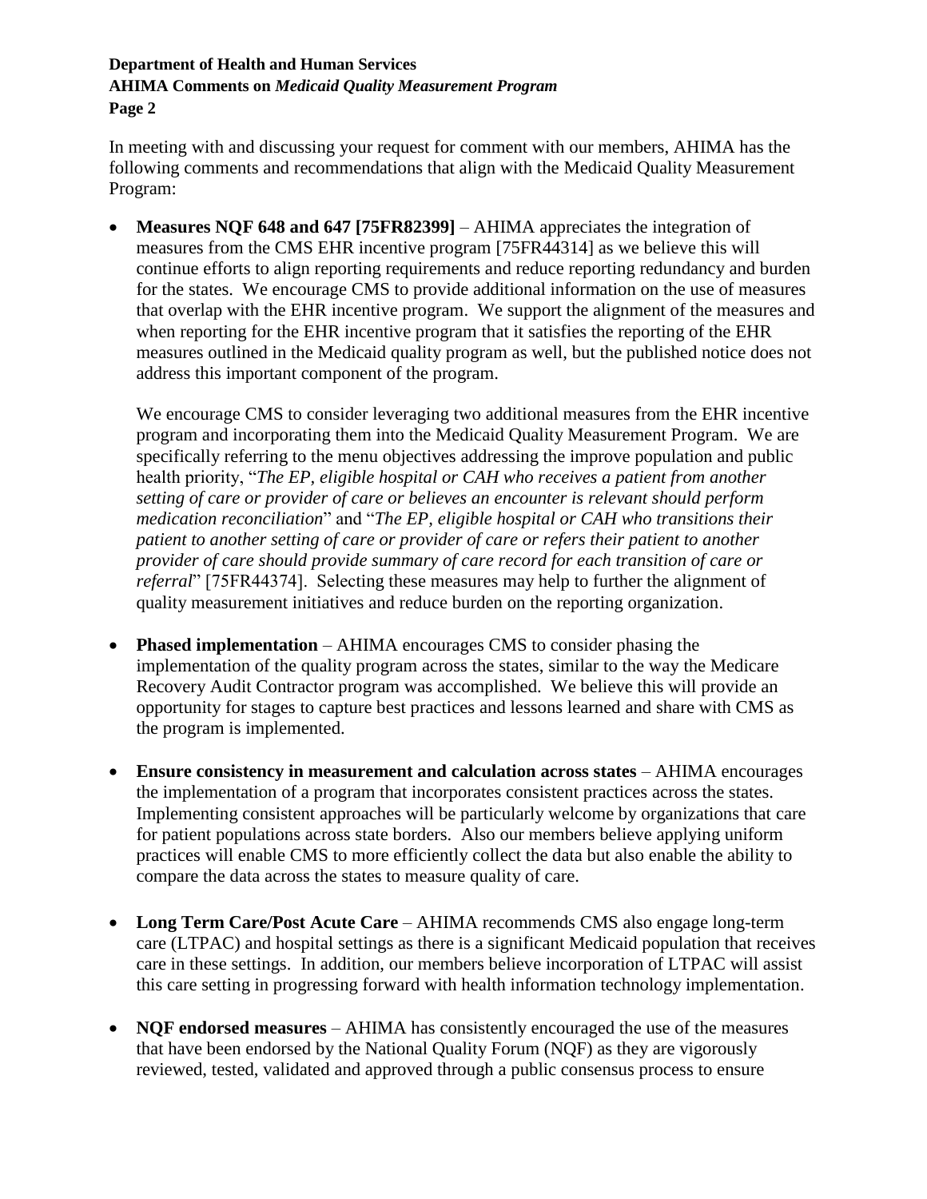In meeting with and discussing your request for comment with our members, AHIMA has the following comments and recommendations that align with the Medicaid Quality Measurement Program:

- **Measures NQF 648 and 647 [75FR82399]** – AHIMA appreciates the integration of measures from the CMS EHR incentive program [75FR44314] as we believe this will continue efforts to align reporting requirements and reduce reporting redundancy and burden for the states. We encourage CMS to provide additional information on the use of measures that overlap with the EHR incentive program. We support the alignment of the measures and when reporting for the EHR incentive program that it satisfies the reporting of the EHR measures outlined in the Medicaid quality program as well, but the published notice does not address this important component of the program.

  We encourage CMS to consider leveraging two additional measures from the EHR incentive program and incorporating them into the Medicaid Quality Measurement Program. We are specifically referring to the menu objectives addressing the improve population and public health priority, "*The EP, eligible hospital or CAH who receives a patient from another setting of care or provider of care or believes an encounter is relevant should perform medication reconciliation*" and "*The EP, eligible hospital or CAH who transitions their patient to another setting of care or provider of care or refers their patient to another provider of care should provide summary of care record for each transition of care or referral*" [75FR44374]. Selecting these measures may help to further the alignment of quality measurement initiatives and reduce burden on the reporting organization.

- **Phased implementation** – AHIMA encourages CMS to consider phasing the implementation of the quality program across the states, similar to the way the Medicare Recovery Audit Contractor program was accomplished. We believe this will provide an opportunity for stages to capture best practices and lessons learned and share with CMS as the program is implemented.

- **Ensure consistency in measurement and calculation across states** – AHIMA encourages the implementation of a program that incorporates consistent practices across the states. Implementing consistent approaches will be particularly welcome by organizations that care for patient populations across state borders. Also our members believe applying uniform practices will enable CMS to more efficiently collect the data but also enable the ability to compare the data across the states to measure quality of care.

- **Long Term Care/Post Acute Care** – AHIMA recommends CMS also engage long-term care (LTPAC) and hospital settings as there is a significant Medicaid population that receives care in these settings. In addition, our members believe incorporation of LTPAC will assist this care setting in progressing forward with health information technology implementation.

- **NQF endorsed measures** – AHIMA has consistently encouraged the use of the measures that have been endorsed by the National Quality Forum (NQF) as they are vigorously reviewed, tested, validated and approved through a public consensus process to ensure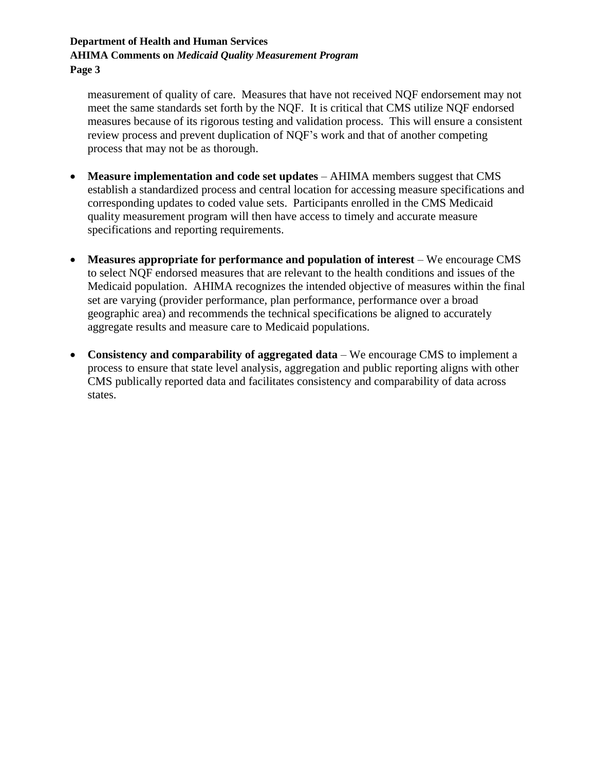measurement of quality of care. Measures that have not received NQF endorsement may not meet the same standards set forth by the NQF. It is critical that CMS utilize NQF endorsed measures because of its rigorous testing and validation process. This will ensure a consistent review process and prevent duplication of NQF's work and that of another competing process that may not be as thorough.

- **Measure implementation and code set updates** – AHIMA members suggest that CMS establish a standardized process and central location for accessing measure specifications and corresponding updates to coded value sets. Participants enrolled in the CMS Medicaid quality measurement program will then have access to timely and accurate measure specifications and reporting requirements.

- **Measures appropriate for performance and population of interest** – We encourage CMS to select NQF endorsed measures that are relevant to the health conditions and issues of the Medicaid population. AHIMA recognizes the intended objective of measures within the final set are varying (provider performance, plan performance, performance over a broad geographic area) and recommends the technical specifications be aligned to accurately aggregate results and measure care to Medicaid populations.

- **Consistency and comparability of aggregated data** – We encourage CMS to implement a process to ensure that state level analysis, aggregation and public reporting aligns with other CMS publically reported data and facilitates consistency and comparability of data across states.